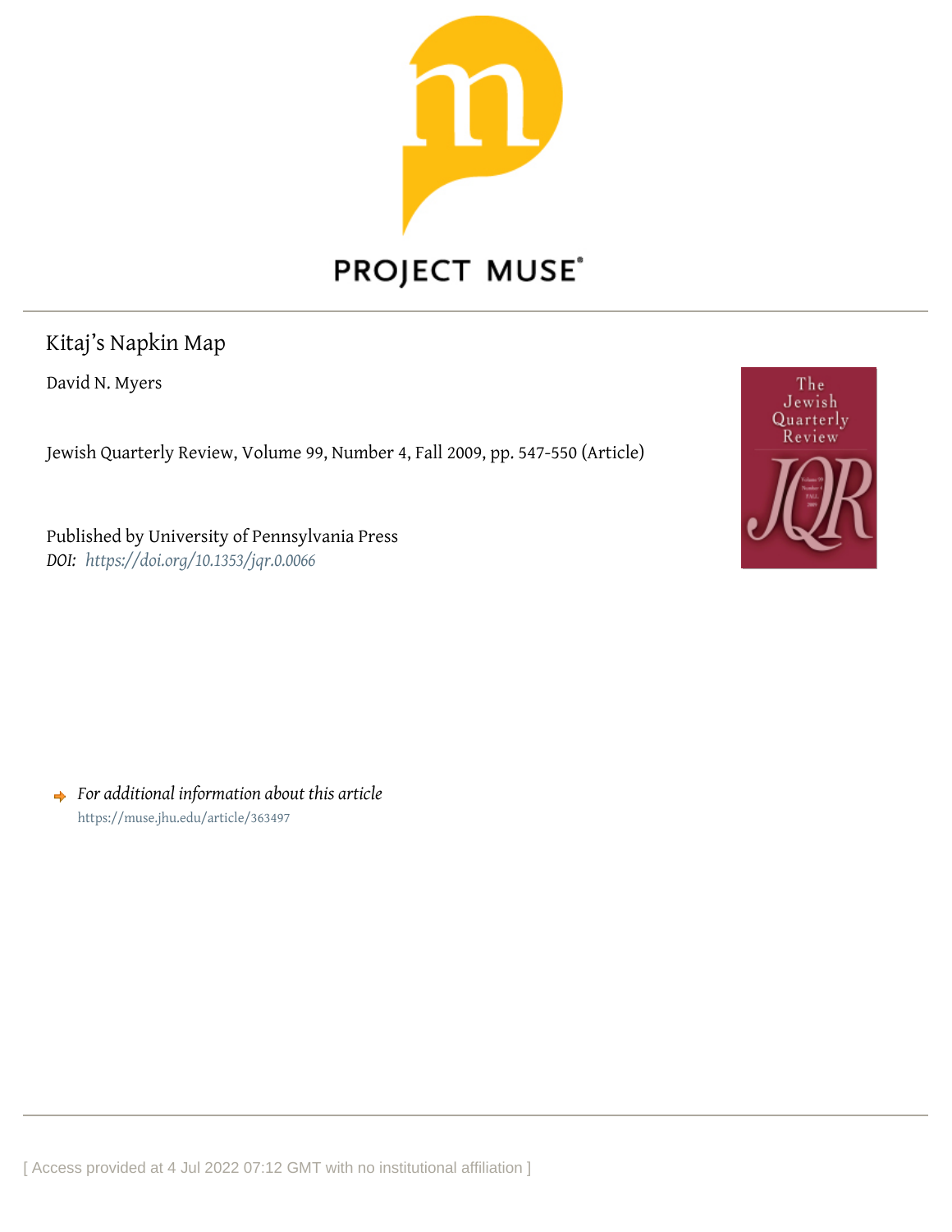PROJECT MUSE

Kitaj's Napkin Map

David N. Myers

Jewish Quarterly Review, Volume 99, Number 4, Fall 2009, pp. 547-550 (Article)

Published by University of Pennsylvania Press
*DOI: https://doi.org/10.1353/jqr.0.0066*

*For additional information about this article*
https://muse.jhu.edu/article/363497

[ Access provided at 4 Jul 2022 07:12 GMT with no institutional affiliation ]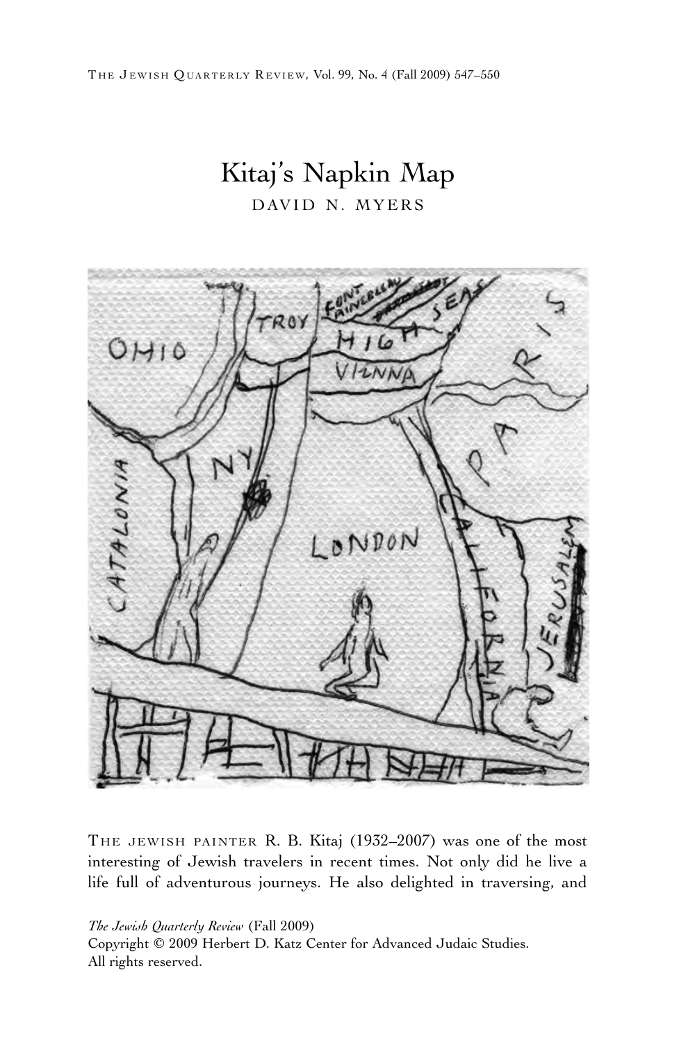# Kitaj's Napkin Map

DAVID N. MYERS

THE JEWISH PAINTER R. B. Kitaj (1932–2007) was one of the most interesting of Jewish travelers in recent times. Not only did he live a life full of adventurous journeys. He also delighted in traversing, and

*The Jewish Quarterly Review* (Fall 2009)
Copyright © 2009 Herbert D. Katz Center for Advanced Judaic Studies.
All rights reserved.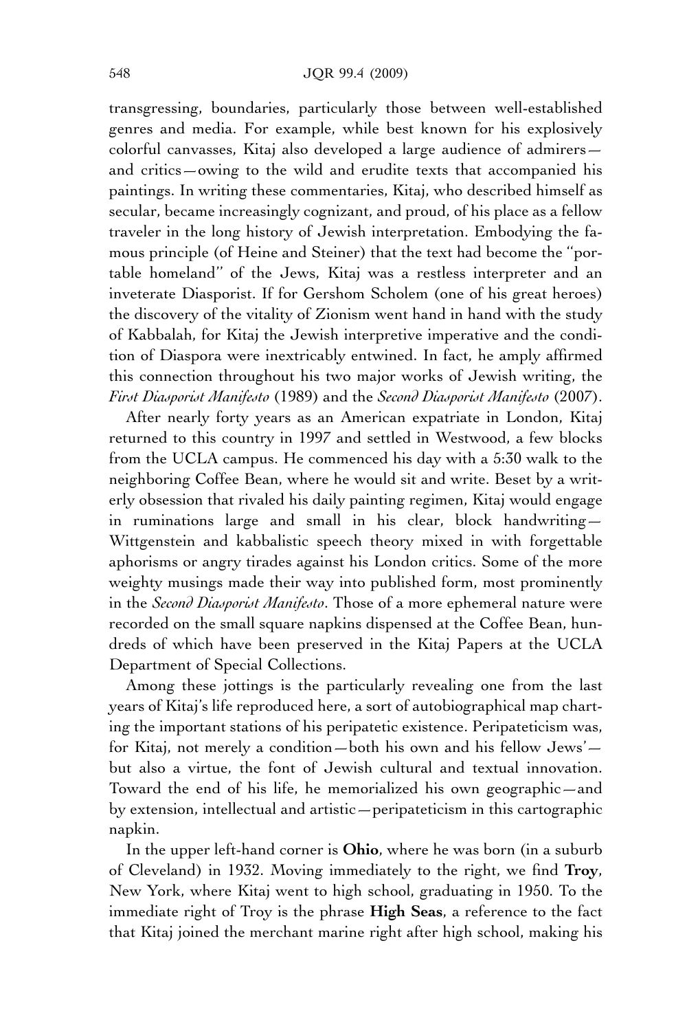transgressing, boundaries, particularly those between well-established genres and media. For example, while best known for his explosively colorful canvasses, Kitaj also developed a large audience of admirers—and critics—owing to the wild and erudite texts that accompanied his paintings. In writing these commentaries, Kitaj, who described himself as secular, became increasingly cognizant, and proud, of his place as a fellow traveler in the long history of Jewish interpretation. Embodying the famous principle (of Heine and Steiner) that the text had become the ''portable homeland'' of the Jews, Kitaj was a restless interpreter and an inveterate Diasporist. If for Gershom Scholem (one of his great heroes) the discovery of the vitality of Zionism went hand in hand with the study of Kabbalah, for Kitaj the Jewish interpretive imperative and the condition of Diaspora were inextricably entwined. In fact, he amply affirmed this connection throughout his two major works of Jewish writing, the *First Diasporist Manifesto* (1989) and the *Second Diasporist Manifesto* (2007).

After nearly forty years as an American expatriate in London, Kitaj returned to this country in 1997 and settled in Westwood, a few blocks from the UCLA campus. He commenced his day with a 5:30 walk to the neighboring Coffee Bean, where he would sit and write. Beset by a writerly obsession that rivaled his daily painting regimen, Kitaj would engage in ruminations large and small in his clear, block handwriting—Wittgenstein and kabbalistic speech theory mixed in with forgettable aphorisms or angry tirades against his London critics. Some of the more weighty musings made their way into published form, most prominently in the *Second Diasporist Manifesto*. Those of a more ephemeral nature were recorded on the small square napkins dispensed at the Coffee Bean, hundreds of which have been preserved in the Kitaj Papers at the UCLA Department of Special Collections.

Among these jottings is the particularly revealing one from the last years of Kitaj's life reproduced here, a sort of autobiographical map charting the important stations of his peripatetic existence. Peripateticism was, for Kitaj, not merely a condition—both his own and his fellow Jews'—but also a virtue, the font of Jewish cultural and textual innovation. Toward the end of his life, he memorialized his own geographic—and by extension, intellectual and artistic—peripateticism in this cartographic napkin.

In the upper left-hand corner is **Ohio**, where he was born (in a suburb of Cleveland) in 1932. Moving immediately to the right, we find **Troy**, New York, where Kitaj went to high school, graduating in 1950. To the immediate right of Troy is the phrase **High Seas**, a reference to the fact that Kitaj joined the merchant marine right after high school, making his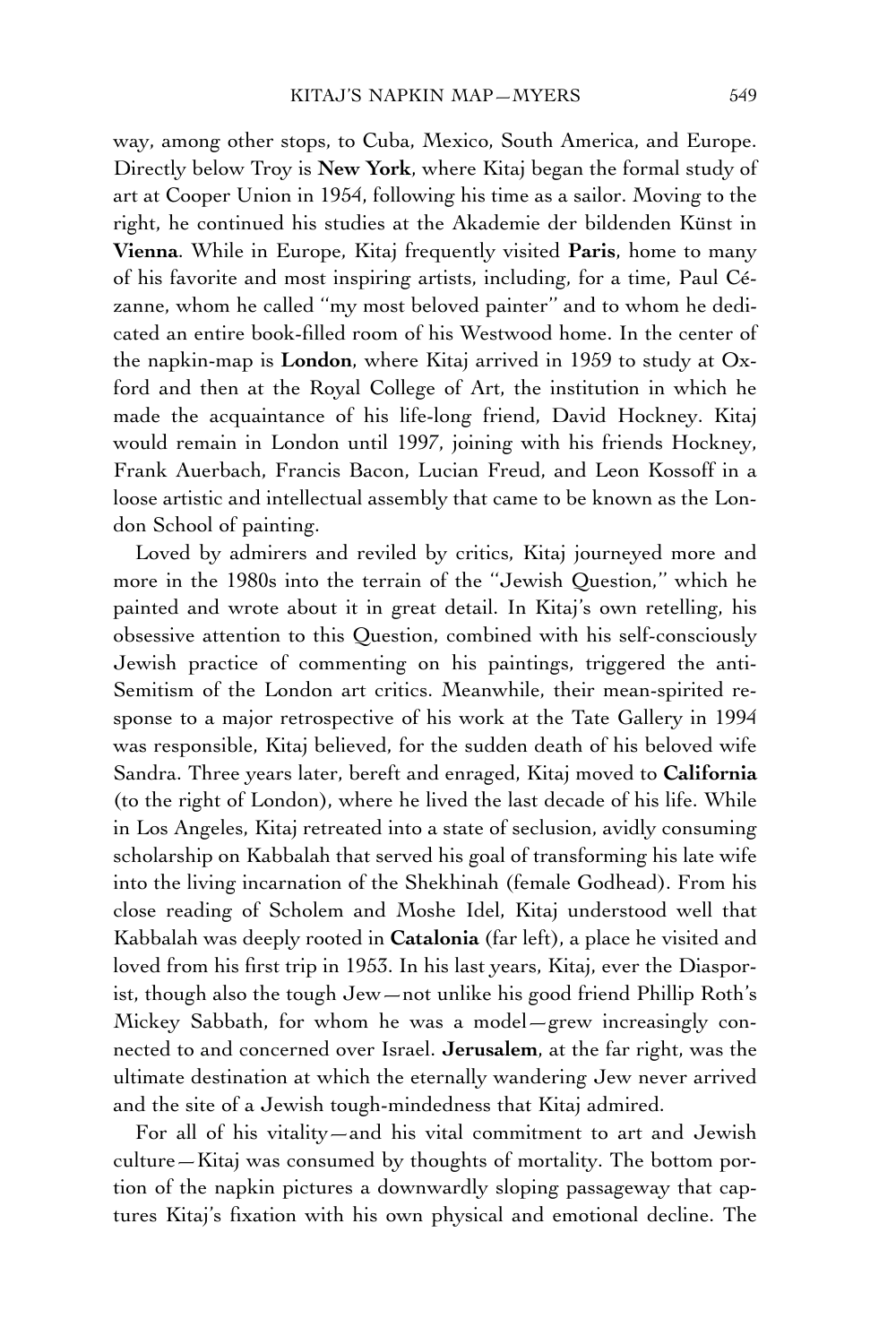way, among other stops, to Cuba, Mexico, South America, and Europe. Directly below Troy is **New York**, where Kitaj began the formal study of art at Cooper Union in 1954, following his time as a sailor. Moving to the right, he continued his studies at the Akademie der bildenden Künst in **Vienna**. While in Europe, Kitaj frequently visited **Paris**, home to many of his favorite and most inspiring artists, including, for a time, Paul Cézanne, whom he called "my most beloved painter" and to whom he dedicated an entire book-filled room of his Westwood home. In the center of the napkin-map is **London**, where Kitaj arrived in 1959 to study at Oxford and then at the Royal College of Art, the institution in which he made the acquaintance of his life-long friend, David Hockney. Kitaj would remain in London until 1997, joining with his friends Hockney, Frank Auerbach, Francis Bacon, Lucian Freud, and Leon Kossoff in a loose artistic and intellectual assembly that came to be known as the London School of painting.

Loved by admirers and reviled by critics, Kitaj journeyed more and more in the 1980s into the terrain of the "Jewish Question," which he painted and wrote about it in great detail. In Kitaj's own retelling, his obsessive attention to this Question, combined with his self-consciously Jewish practice of commenting on his paintings, triggered the anti-Semitism of the London art critics. Meanwhile, their mean-spirited response to a major retrospective of his work at the Tate Gallery in 1994 was responsible, Kitaj believed, for the sudden death of his beloved wife Sandra. Three years later, bereft and enraged, Kitaj moved to **California** (to the right of London), where he lived the last decade of his life. While in Los Angeles, Kitaj retreated into a state of seclusion, avidly consuming scholarship on Kabbalah that served his goal of transforming his late wife into the living incarnation of the Shekhinah (female Godhead). From his close reading of Scholem and Moshe Idel, Kitaj understood well that Kabbalah was deeply rooted in **Catalonia** (far left), a place he visited and loved from his first trip in 1953. In his last years, Kitaj, ever the Diasporist, though also the tough Jew—not unlike his good friend Phillip Roth's Mickey Sabbath, for whom he was a model—grew increasingly connected to and concerned over Israel. **Jerusalem**, at the far right, was the ultimate destination at which the eternally wandering Jew never arrived and the site of a Jewish tough-mindedness that Kitaj admired.

For all of his vitality—and his vital commitment to art and Jewish culture—Kitaj was consumed by thoughts of mortality. The bottom portion of the napkin pictures a downwardly sloping passageway that captures Kitaj's fixation with his own physical and emotional decline. The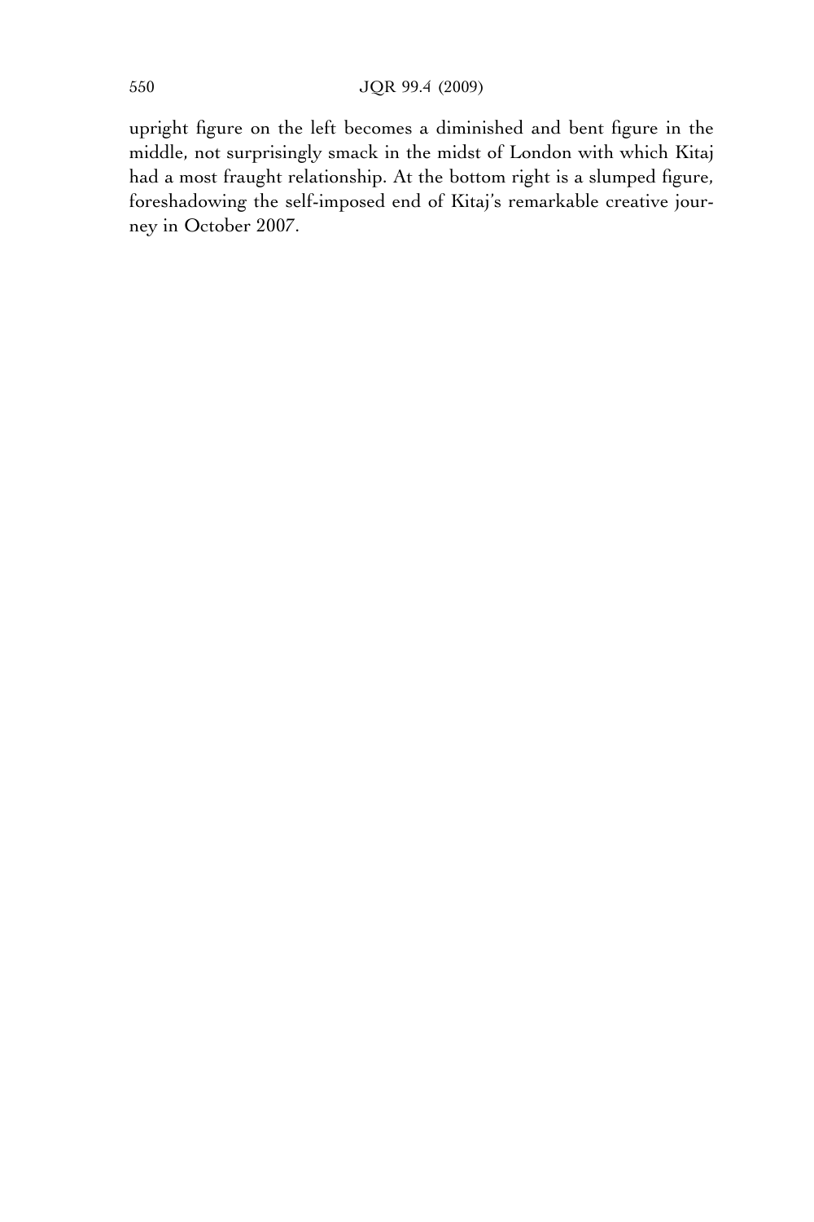upright figure on the left becomes a diminished and bent figure in the middle, not surprisingly smack in the midst of London with which Kitaj had a most fraught relationship. At the bottom right is a slumped figure, foreshadowing the self-imposed end of Kitaj's remarkable creative journey in October 2007.